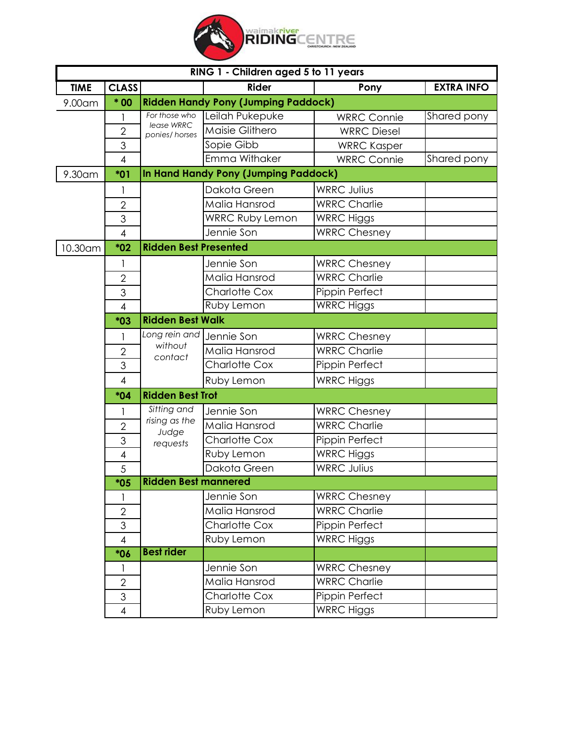waimakriver RIDING CENTRE
CHRISTCHURCH | NEW ZEALAND

| RING 1 - Children aged 5 to 11 years | | | | | |
|---|---|---|---|---|---|
| **TIME** | **CLASS** | | **Rider** | **Pony** | **EXTRA INFO** |
| 9.00am | **\* 00** | **Ridden Handy Pony (Jumping Paddock)** | | | |
| | 1 | *For those who lease WRRC ponies/ horses* | Leilah Pukepuke | WRRC Connie | Shared pony |
| | 2 | | Maisie Glithero | WRRC Diesel | |
| | 3 | | Sopie Gibb | WRRC Kasper | |
| | 4 | | Emma Withaker | WRRC Connie | Shared pony |
| 9.30am | **\*01** | **In Hand Handy Pony (Jumping Paddock)** | | | |
| | 1 | | Dakota Green | WRRC Julius | |
| | 2 | | Malia Hansrod | WRRC Charlie | |
| | 3 | | WRRC Ruby Lemon | WRRC Higgs | |
| | 4 | | Jennie Son | WRRC Chesney | |
| 10.30am | **\*02** | **Ridden Best Presented** | | | |
| | 1 | | Jennie Son | WRRC Chesney | |
| | 2 | | Malia Hansrod | WRRC Charlie | |
| | 3 | | Charlotte Cox | Pippin Perfect | |
| | 4 | | Ruby Lemon | WRRC Higgs | |
| | **\*03** | **Ridden Best Walk** | | | |
| | 1 | *Long rein and without contact* | Jennie Son | WRRC Chesney | |
| | 2 | | Malia Hansrod | WRRC Charlie | |
| | 3 | | Charlotte Cox | Pippin Perfect | |
| | 4 | | Ruby Lemon | WRRC Higgs | |
| | **\*04** | **Ridden Best Trot** | | | |
| | 1 | *Sitting and rising as the Judge requests* | Jennie Son | WRRC Chesney | |
| | 2 | | Malia Hansrod | WRRC Charlie | |
| | 3 | | Charlotte Cox | Pippin Perfect | |
| | 4 | | Ruby Lemon | WRRC Higgs | |
| | 5 | | Dakota Green | WRRC Julius | |
| | **\*05** | **Ridden Best mannered** | | | |
| | 1 | | Jennie Son | WRRC Chesney | |
| | 2 | | Malia Hansrod | WRRC Charlie | |
| | 3 | | Charlotte Cox | Pippin Perfect | |
| | 4 | | Ruby Lemon | WRRC Higgs | |
| | **\*06** | **Best rider** | | | |
| | 1 | | Jennie Son | WRRC Chesney | |
| | 2 | | Malia Hansrod | WRRC Charlie | |
| | 3 | | Charlotte Cox | Pippin Perfect | |
| | 4 | | Ruby Lemon | WRRC Higgs | |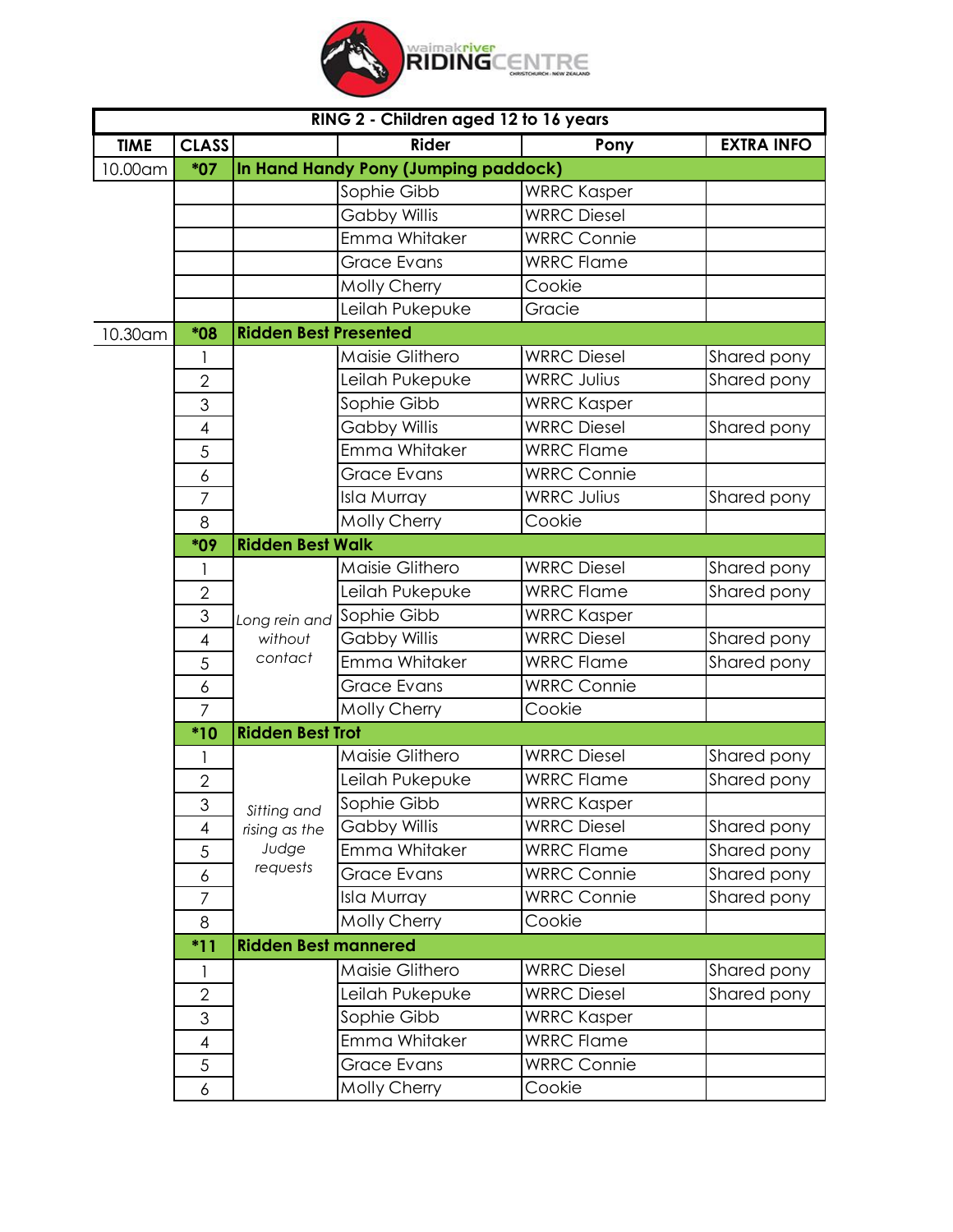waimakriver RIDING CENTRE
CHRISTCHURCH · NEW ZEALAND

| RING 2 - Children aged 12 to 16 years | | | | | |
|---|---|---|---|---|---|
| **TIME** | **CLASS** | | **Rider** | **Pony** | **EXTRA INFO** |
| 10.00am | ***07** | **In Hand Handy Pony (Jumping paddock)** | | | |
| | | | Sophie Gibb | WRRC Kasper | |
| | | | Gabby Willis | WRRC Diesel | |
| | | | Emma Whitaker | WRRC Connie | |
| | | | Grace Evans | WRRC Flame | |
| | | | Molly Cherry | Cookie | |
| | | | Leilah Pukepuke | Gracie | |
| 10.30am | ***08** | **Ridden Best Presented** | | | |
| | 1 | | Maisie Glithero | WRRC Diesel | Shared pony |
| | 2 | | Leilah Pukepuke | WRRC Julius | Shared pony |
| | 3 | | Sophie Gibb | WRRC Kasper | |
| | 4 | | Gabby Willis | WRRC Diesel | Shared pony |
| | 5 | | Emma Whitaker | WRRC Flame | |
| | 6 | | Grace Evans | WRRC Connie | |
| | 7 | | Isla Murray | WRRC Julius | Shared pony |
| | 8 | | Molly Cherry | Cookie | |
| | ***09** | **Ridden Best Walk** | | | |
| | 1 | *Long rein and without contact* | Maisie Glithero | WRRC Diesel | Shared pony |
| | 2 | | Leilah Pukepuke | WRRC Flame | Shared pony |
| | 3 | | Sophie Gibb | WRRC Kasper | |
| | 4 | | Gabby Willis | WRRC Diesel | Shared pony |
| | 5 | | Emma Whitaker | WRRC Flame | Shared pony |
| | 6 | | Grace Evans | WRRC Connie | |
| | 7 | | Molly Cherry | Cookie | |
| | ***10** | **Ridden Best Trot** | | | |
| | 1 | *Sitting and rising as the Judge requests* | Maisie Glithero | WRRC Diesel | Shared pony |
| | 2 | | Leilah Pukepuke | WRRC Flame | Shared pony |
| | 3 | | Sophie Gibb | WRRC Kasper | |
| | 4 | | Gabby Willis | WRRC Diesel | Shared pony |
| | 5 | | Emma Whitaker | WRRC Flame | Shared pony |
| | 6 | | Grace Evans | WRRC Connie | Shared pony |
| | 7 | | Isla Murray | WRRC Connie | Shared pony |
| | 8 | | Molly Cherry | Cookie | |
| | ***11** | **Ridden Best mannered** | | | |
| | 1 | | Maisie Glithero | WRRC Diesel | Shared pony |
| | 2 | | Leilah Pukepuke | WRRC Diesel | Shared pony |
| | 3 | | Sophie Gibb | WRRC Kasper | |
| | 4 | | Emma Whitaker | WRRC Flame | |
| | 5 | | Grace Evans | WRRC Connie | |
| | 6 | | Molly Cherry | Cookie | |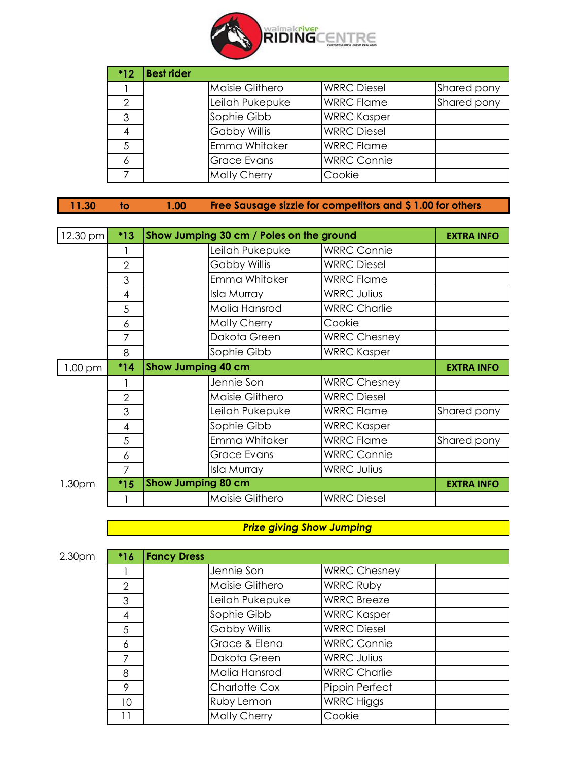waimakriver RIDING CENTRE
CHRISTCHURCH · NEW ZEALAND

| *12 | Best rider | | | |
|---|---|---|---|---|
| 1 | | Maisie Glithero | WRRC Diesel | Shared pony |
| 2 | | Leilah Pukepuke | WRRC Flame | Shared pony |
| 3 | | Sophie Gibb | WRRC Kasper | |
| 4 | | Gabby Willis | WRRC Diesel | |
| 5 | | Emma Whitaker | WRRC Flame | |
| 6 | | Grace Evans | WRRC Connie | |
| 7 | | Molly Cherry | Cookie | |

**11.30 to 1.00 Free Sausage sizzle for competitors and $ 1.00 for others**

| Time | # | Class | | | EXTRA INFO |
|---|---|---|---|---|---|
| 12.30 pm | *13 | Show Jumping 30 cm / Poles on the ground | | | EXTRA INFO |
| | 1 | | Leilah Pukepuke | WRRC Connie | |
| | 2 | | Gabby Willis | WRRC Diesel | |
| | 3 | | Emma Whitaker | WRRC Flame | |
| | 4 | | Isla Murray | WRRC Julius | |
| | 5 | | Malia Hansrod | WRRC Charlie | |
| | 6 | | Molly Cherry | Cookie | |
| | 7 | | Dakota Green | WRRC Chesney | |
| | 8 | | Sophie Gibb | WRRC Kasper | |
| 1.00 pm | *14 | Show Jumping 40 cm | | | EXTRA INFO |
| | 1 | | Jennie Son | WRRC Chesney | |
| | 2 | | Maisie Glithero | WRRC Diesel | |
| | 3 | | Leilah Pukepuke | WRRC Flame | Shared pony |
| | 4 | | Sophie Gibb | WRRC Kasper | |
| | 5 | | Emma Whitaker | WRRC Flame | Shared pony |
| | 6 | | Grace Evans | WRRC Connie | |
| | 7 | | Isla Murray | WRRC Julius | |
| 1.30pm | *15 | Show Jumping 80 cm | | | EXTRA INFO |
| | 1 | | Maisie Glithero | WRRC Diesel | |

***Prize giving Show Jumping***

| Time | # | Class | | | |
|---|---|---|---|---|---|
| 2.30pm | *16 | Fancy Dress | | | |
| | 1 | | Jennie Son | WRRC Chesney | |
| | 2 | | Maisie Glithero | WRRC Ruby | |
| | 3 | | Leilah Pukepuke | WRRC Breeze | |
| | 4 | | Sophie Gibb | WRRC Kasper | |
| | 5 | | Gabby Willis | WRRC Diesel | |
| | 6 | | Grace & Elena | WRRC Connie | |
| | 7 | | Dakota Green | WRRC Julius | |
| | 8 | | Malia Hansrod | WRRC Charlie | |
| | 9 | | Charlotte Cox | Pippin Perfect | |
| | 10 | | Ruby Lemon | WRRC Higgs | |
| | 11 | | Molly Cherry | Cookie | |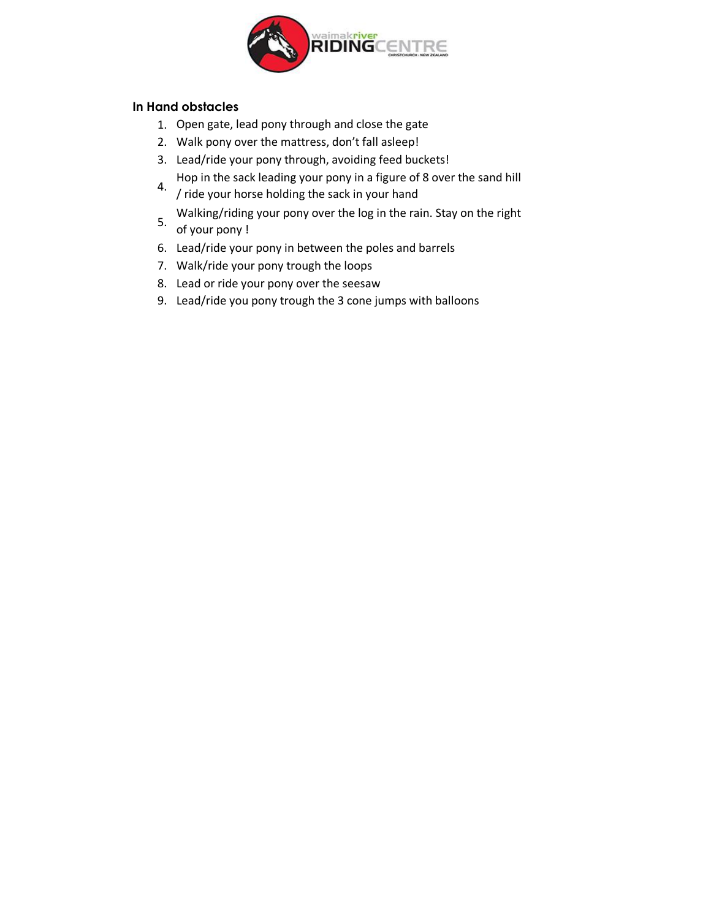waimakriver RIDINGCENTRE
CHRISTCHURCH · NEW ZEALAND

### In Hand obstacles

1. Open gate, lead pony through and close the gate
2. Walk pony over the mattress, don't fall asleep!
3. Lead/ride your pony through, avoiding feed buckets!
4. Hop in the sack leading your pony in a figure of 8 over the sand hill / ride your horse holding the sack in your hand
5. Walking/riding your pony over the log in the rain. Stay on the right of your pony !
6. Lead/ride your pony in between the poles and barrels
7. Walk/ride your pony trough the loops
8. Lead or ride your pony over the seesaw
9. Lead/ride you pony trough the 3 cone jumps with balloons